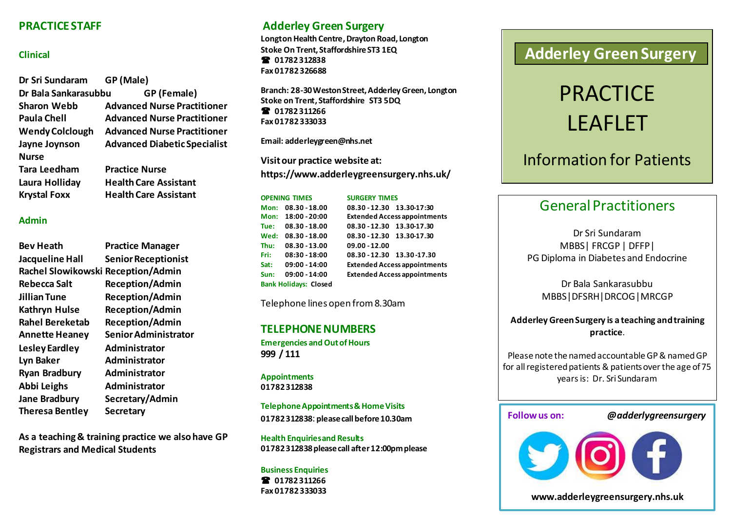## PRACTICE STAFF

### Clinical

| | |
|---|---|
| Dr Sri Sundaram | GP (Male) |
| Dr Bala Sankarasubbu | GP (Female) |
| Sharon Webb | Advanced Nurse Practitioner |
| Paula Chell | Advanced Nurse Practitioner |
| Wendy Colclough | Advanced Nurse Practitioner |
| Jayne Joynson | Advanced Diabetic Specialist Nurse |
| Tara Leedham | Practice Nurse |
| Laura Holliday | Health Care Assistant |
| Krystal Foxx | Health Care Assistant |

### Admin

| | |
|---|---|
| Bev Heath | Practice Manager |
| Jacqueline Hall | Senior Receptionist |
| Rachel Slowikowski | Reception/Admin |
| Rebecca Salt | Reception/Admin |
| Jillian Tune | Reception/Admin |
| Kathryn Hulse | Reception/Admin |
| Rahel Bereketab | Reception/Admin |
| Annette Heaney | Senior Administrator |
| Lesley Eardley | Administrator |
| Lyn Baker | Administrator |
| Ryan Bradbury | Administrator |
| Abbi Leighs | Administrator |
| Jane Bradbury | Secretary/Admin |
| Theresa Bentley | Secretary |

**As a teaching & training practice we also have GP Registrars and Medical Students**

## Adderley Green Surgery

**Longton Health Centre, Drayton Road, Longton**
**Stoke On Trent, Staffordshire ST3 1EQ**
**☎ 01782 312838**
**Fax 01782 326688**

**Branch: 28-30 Weston Street, Adderley Green, Longton**
**Stoke on Trent, Staffordshire ST3 5DQ**
**☎ 01782 311266**
**Fax 01782 333033**

**Email: adderleygreen@nhs.net**

**Visit our practice website at:**
**https://www.adderleygreensurgery.nhs.uk/**

| OPENING TIMES | | SURGERY TIMES |
|---|---|---|
| Mon: | 08.30 - 18.00 | 08.30 - 12.30 13.30-17:30 |
| Mon: | 18:00 - 20:00 | Extended Access appointments |
| Tue: | 08.30 - 18.00 | 08.30 - 12.30 13.30-17.30 |
| Wed: | 08.30 - 18.00 | 08.30 - 12.30 13.30-17.30 |
| Thu: | 08.30 - 13.00 | 09.00 - 12.00 |
| Fri: | 08:30 - 18:00 | 08.30 - 12.30 13.30 -17.30 |
| Sat: | 09:00 - 14:00 | Extended Access appointments |
| Sun: | 09:00 - 14:00 | Extended Access appointments |
| Bank Holidays: | Closed | |

Telephone lines open from 8.30am

## TELEPHONE NUMBERS

**Emergencies and Out of Hours**
**999 / 111**

**Appointments**
**01782 312838**

**Telephone Appointments & Home Visits**
**01782 312838: please call before 10.30am**

**Health Enquiries and Results**
**01782 312838 please call after 12:00pm please**

**Business Enquiries**
**☎ 01782 311266**
**Fax 01782 333033**

# Adderley Green Surgery

# PRACTICE LEAFLET

Information for Patients

## General Practitioners

Dr Sri Sundaram
MBBS | FRCGP | DFFP |
PG Diploma in Diabetes and Endocrine

Dr Bala Sankarasubbu
MBBS | DFSRH | DRCOG | MRCGP

**Adderley Green Surgery is a teaching and training practice.**

Please note the named accountable GP & named GP for all registered patients & patients over the age of 75 years is: Dr. Sri Sundaram

**Follow us on:** ***@adderlygreensurgery***

**www.adderleygreensurgery.nhs.uk**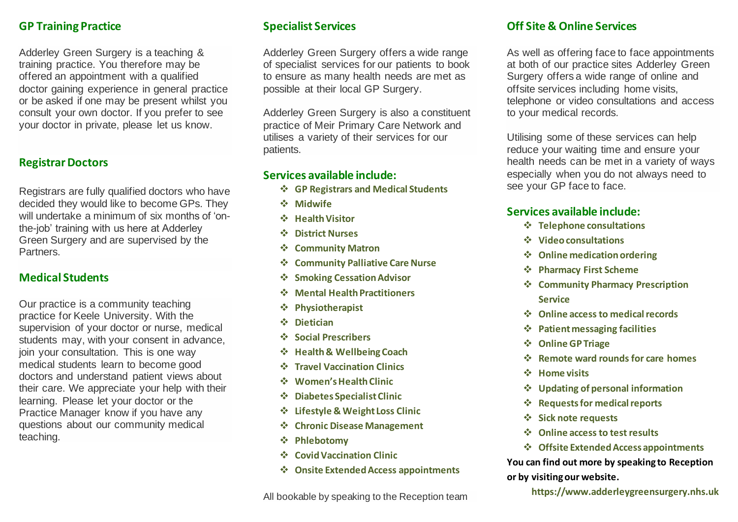## GP Training Practice

Adderley Green Surgery is a teaching & training practice. You therefore may be offered an appointment with a qualified doctor gaining experience in general practice or be asked if one may be present whilst you consult your own doctor. If you prefer to see your doctor in private, please let us know.

## Registrar Doctors

Registrars are fully qualified doctors who have decided they would like to become GPs. They will undertake a minimum of six months of 'on-the-job' training with us here at Adderley Green Surgery and are supervised by the Partners.

## Medical Students

Our practice is a community teaching practice for Keele University. With the supervision of your doctor or nurse, medical students may, with your consent in advance, join your consultation. This is one way medical students learn to become good doctors and understand patient views about their care. We appreciate your help with their learning. Please let your doctor or the Practice Manager know if you have any questions about our community medical teaching.

## Specialist Services

Adderley Green Surgery offers a wide range of specialist services for our patients to book to ensure as many health needs are met as possible at their local GP Surgery.

Adderley Green Surgery is also a constituent practice of Meir Primary Care Network and utilises a variety of their services for our patients.

### Services available include:

- **GP Registrars and Medical Students**
- **Midwife**
- **Health Visitor**
- **District Nurses**
- **Community Matron**
- **Community Palliative Care Nurse**
- **Smoking Cessation Advisor**
- **Mental Health Practitioners**
- **Physiotherapist**
- **Dietician**
- **Social Prescribers**
- **Health & Wellbeing Coach**
- **Travel Vaccination Clinics**
- **Women's Health Clinic**
- **Diabetes Specialist Clinic**
- **Lifestyle & Weight Loss Clinic**
- **Chronic Disease Management**
- **Phlebotomy**
- **Covid Vaccination Clinic**
- **Onsite Extended Access appointments**

All bookable by speaking to the Reception team

## Off Site & Online Services

As well as offering face to face appointments at both of our practice sites Adderley Green Surgery offers a wide range of online and offsite services including home visits, telephone or video consultations and access to your medical records.

Utilising some of these services can help reduce your waiting time and ensure your health needs can be met in a variety of ways especially when you do not always need to see your GP face to face.

### Services available include:

- **Telephone consultations**
- **Video consultations**
- **Online medication ordering**
- **Pharmacy First Scheme**
- **Community Pharmacy Prescription Service**
- **Online access to medical records**
- **Patient messaging facilities**
- **Online GP Triage**
- **Remote ward rounds for care homes**
- **Home visits**
- **Updating of personal information**
- **Requests for medical reports**
- **Sick note requests**
- **Online access to test results**
- **Offsite Extended Access appointments**

**You can find out more by speaking to Reception or by visiting our website.**

**https://www.adderleygreensurgery.nhs.uk**